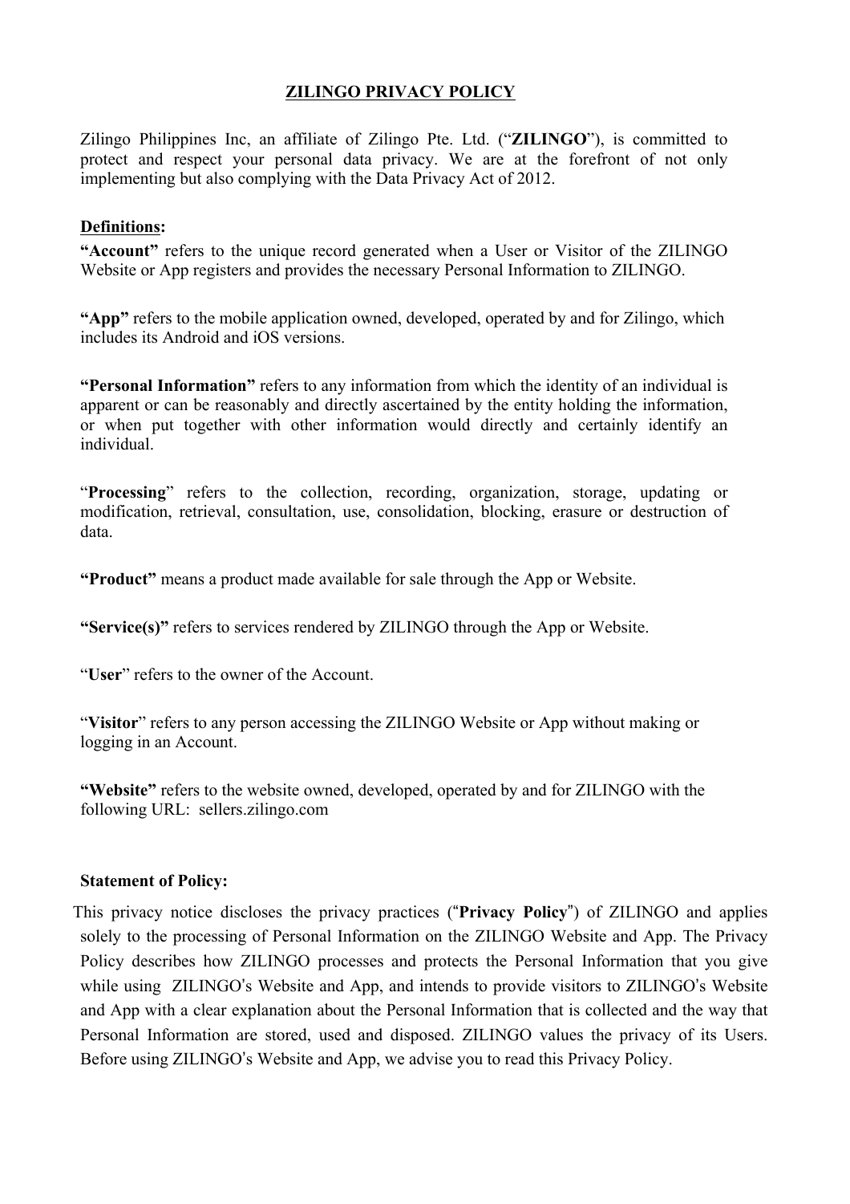# ZILINGO PRIVACY POLICY

Zilingo Philippines Inc, an affiliate of Zilingo Pte. Ltd. ("**ZILINGO**"), is committed to protect and respect your personal data privacy. We are at the forefront of not only implementing but also complying with the Data Privacy Act of 2012.

## Definitions:

**"Account"** refers to the unique record generated when a User or Visitor of the ZILINGO Website or App registers and provides the necessary Personal Information to ZILINGO.

**"App"** refers to the mobile application owned, developed, operated by and for Zilingo, which includes its Android and iOS versions.

**"Personal Information"** refers to any information from which the identity of an individual is apparent or can be reasonably and directly ascertained by the entity holding the information, or when put together with other information would directly and certainly identify an individual.

"**Processing**" refers to the collection, recording, organization, storage, updating or modification, retrieval, consultation, use, consolidation, blocking, erasure or destruction of data.

**"Product"** means a product made available for sale through the App or Website.

**"Service(s)"** refers to services rendered by ZILINGO through the App or Website.

"**User**" refers to the owner of the Account.

"**Visitor**" refers to any person accessing the ZILINGO Website or App without making or logging in an Account.

**"Website"** refers to the website owned, developed, operated by and for ZILINGO with the following URL: sellers.zilingo.com

## Statement of Policy:

This privacy notice discloses the privacy practices ("**Privacy Policy**") of ZILINGO and applies solely to the processing of Personal Information on the ZILINGO Website and App. The Privacy Policy describes how ZILINGO processes and protects the Personal Information that you give while using ZILINGO's Website and App, and intends to provide visitors to ZILINGO's Website and App with a clear explanation about the Personal Information that is collected and the way that Personal Information are stored, used and disposed. ZILINGO values the privacy of its Users. Before using ZILINGO's Website and App, we advise you to read this Privacy Policy.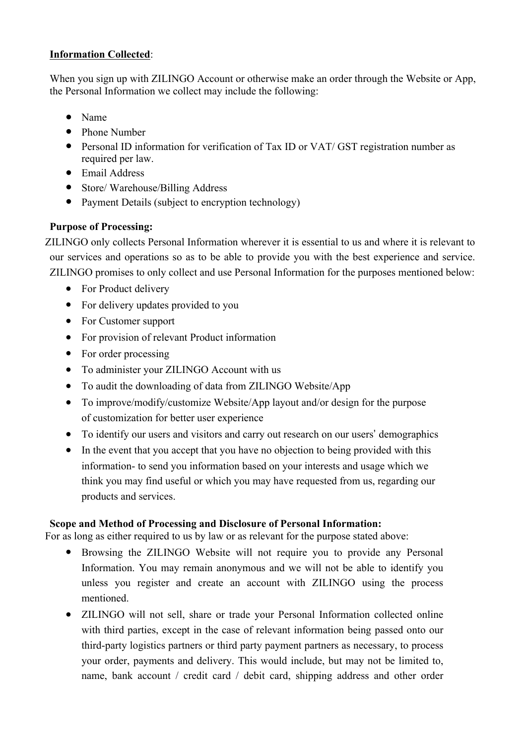**<u>Information Collected</u>**:

When you sign up with ZILINGO Account or otherwise make an order through the Website or App, the Personal Information we collect may include the following:

- Name
- Phone Number
- Personal ID information for verification of Tax ID or VAT/ GST registration number as required per law.
- Email Address
- Store/ Warehouse/Billing Address
- Payment Details (subject to encryption technology)

**Purpose of Processing:**

ZILINGO only collects Personal Information wherever it is essential to us and where it is relevant to our services and operations so as to be able to provide you with the best experience and service. ZILINGO promises to only collect and use Personal Information for the purposes mentioned below:

- For Product delivery
- For delivery updates provided to you
- For Customer support
- For provision of relevant Product information
- For order processing
- To administer your ZILINGO Account with us
- To audit the downloading of data from ZILINGO Website/App
- To improve/modify/customize Website/App layout and/or design for the purpose of customization for better user experience
- To identify our users and visitors and carry out research on our users' demographics
- In the event that you accept that you have no objection to being provided with this information- to send you information based on your interests and usage which we think you may find useful or which you may have requested from us, regarding our products and services.

**Scope and Method of Processing and Disclosure of Personal Information:**

For as long as either required to us by law or as relevant for the purpose stated above:

- Browsing the ZILINGO Website will not require you to provide any Personal Information. You may remain anonymous and we will not be able to identify you unless you register and create an account with ZILINGO using the process mentioned.
- ZILINGO will not sell, share or trade your Personal Information collected online with third parties, except in the case of relevant information being passed onto our third-party logistics partners or third party payment partners as necessary, to process your order, payments and delivery. This would include, but may not be limited to, name, bank account / credit card / debit card, shipping address and other order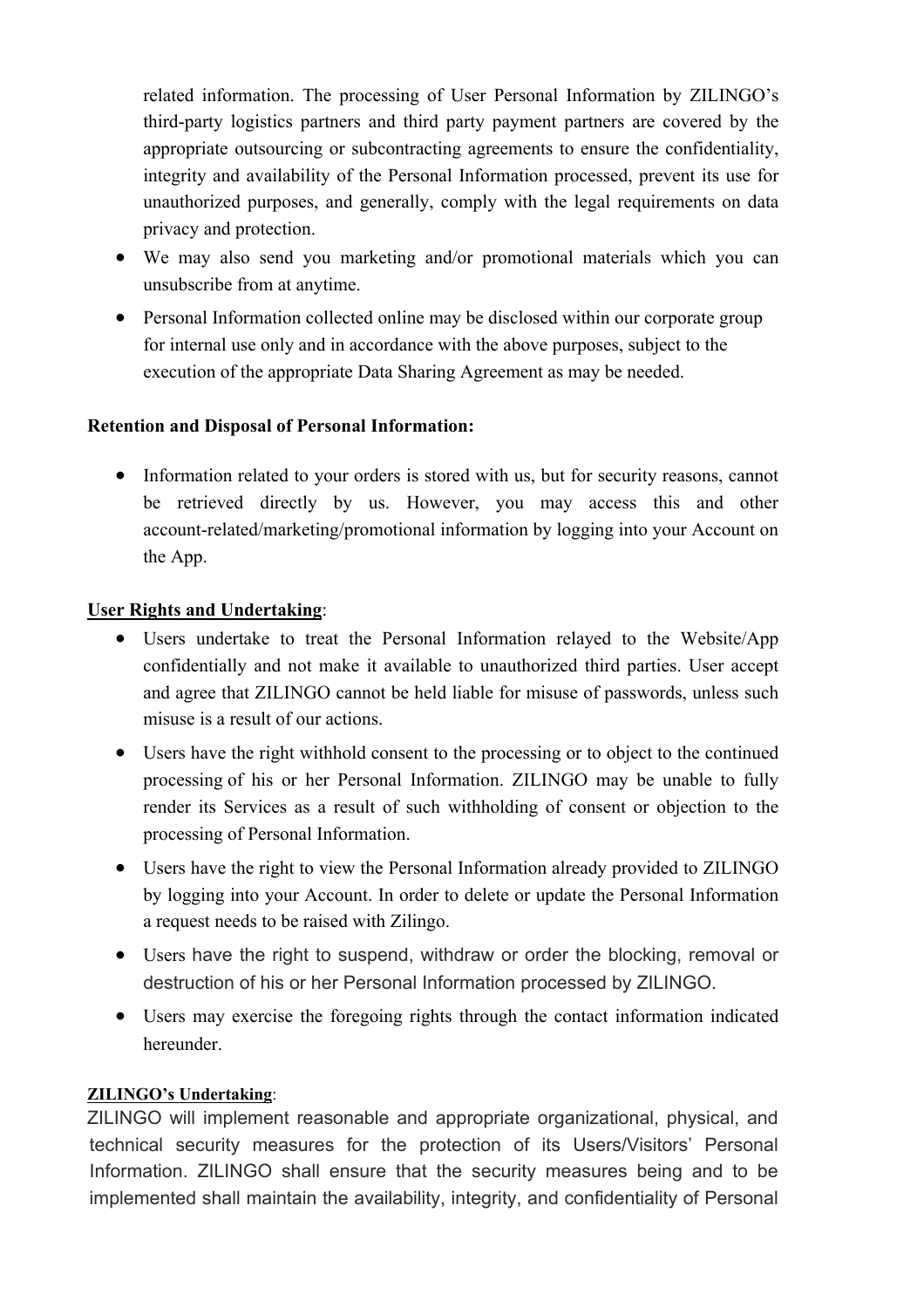related information. The processing of User Personal Information by ZILINGO's third-party logistics partners and third party payment partners are covered by the appropriate outsourcing or subcontracting agreements to ensure the confidentiality, integrity and availability of the Personal Information processed, prevent its use for unauthorized purposes, and generally, comply with the legal requirements on data privacy and protection.

- We may also send you marketing and/or promotional materials which you can unsubscribe from at anytime.
- Personal Information collected online may be disclosed within our corporate group for internal use only and in accordance with the above purposes, subject to the execution of the appropriate Data Sharing Agreement as may be needed.

**Retention and Disposal of Personal Information:**

- Information related to your orders is stored with us, but for security reasons, cannot be retrieved directly by us. However, you may access this and other account-related/marketing/promotional information by logging into your Account on the App.

**User Rights and Undertaking**:

- Users undertake to treat the Personal Information relayed to the Website/App confidentially and not make it available to unauthorized third parties. User accept and agree that ZILINGO cannot be held liable for misuse of passwords, unless such misuse is a result of our actions.
- Users have the right withhold consent to the processing or to object to the continued processing of his or her Personal Information. ZILINGO may be unable to fully render its Services as a result of such withholding of consent or objection to the processing of Personal Information.
- Users have the right to view the Personal Information already provided to ZILINGO by logging into your Account. In order to delete or update the Personal Information a request needs to be raised with Zilingo.
- Users have the right to suspend, withdraw or order the blocking, removal or destruction of his or her Personal Information processed by ZILINGO.
- Users may exercise the foregoing rights through the contact information indicated hereunder.

**ZILINGO's Undertaking**:

ZILINGO will implement reasonable and appropriate organizational, physical, and technical security measures for the protection of its Users/Visitors' Personal Information. ZILINGO shall ensure that the security measures being and to be implemented shall maintain the availability, integrity, and confidentiality of Personal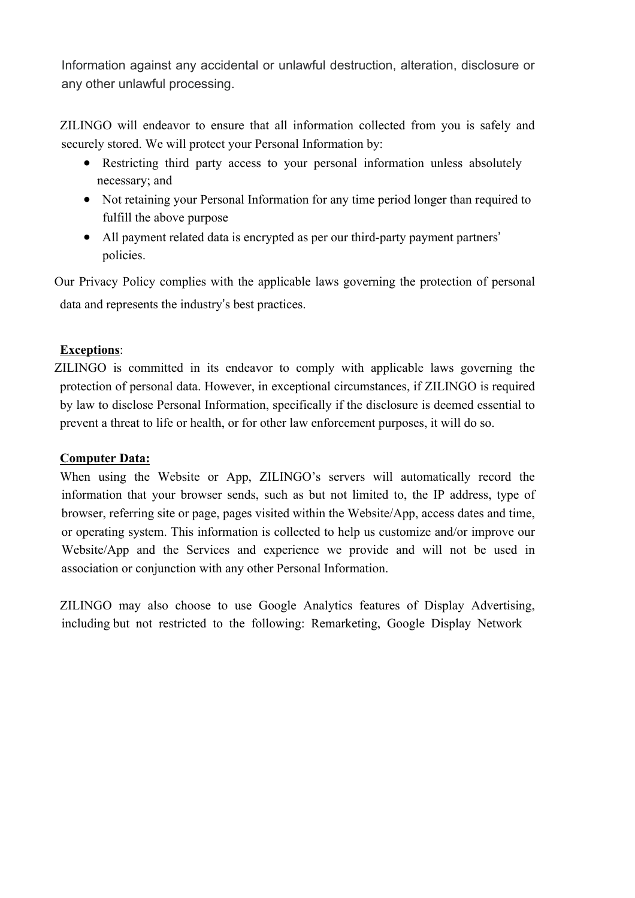Information against any accidental or unlawful destruction, alteration, disclosure or any other unlawful processing.

ZILINGO will endeavor to ensure that all information collected from you is safely and securely stored. We will protect your Personal Information by:

- Restricting third party access to your personal information unless absolutely necessary; and
- Not retaining your Personal Information for any time period longer than required to fulfill the above purpose
- All payment related data is encrypted as per our third-party payment partners' policies.

Our Privacy Policy complies with the applicable laws governing the protection of personal data and represents the industry's best practices.

**Exceptions**:
ZILINGO is committed in its endeavor to comply with applicable laws governing the protection of personal data. However, in exceptional circumstances, if ZILINGO is required by law to disclose Personal Information, specifically if the disclosure is deemed essential to prevent a threat to life or health, or for other law enforcement purposes, it will do so.

**Computer Data:**
When using the Website or App, ZILINGO's servers will automatically record the information that your browser sends, such as but not limited to, the IP address, type of browser, referring site or page, pages visited within the Website/App, access dates and time, or operating system. This information is collected to help us customize and/or improve our Website/App and the Services and experience we provide and will not be used in association or conjunction with any other Personal Information.

ZILINGO may also choose to use Google Analytics features of Display Advertising, including but not restricted to the following: Remarketing, Google Display Network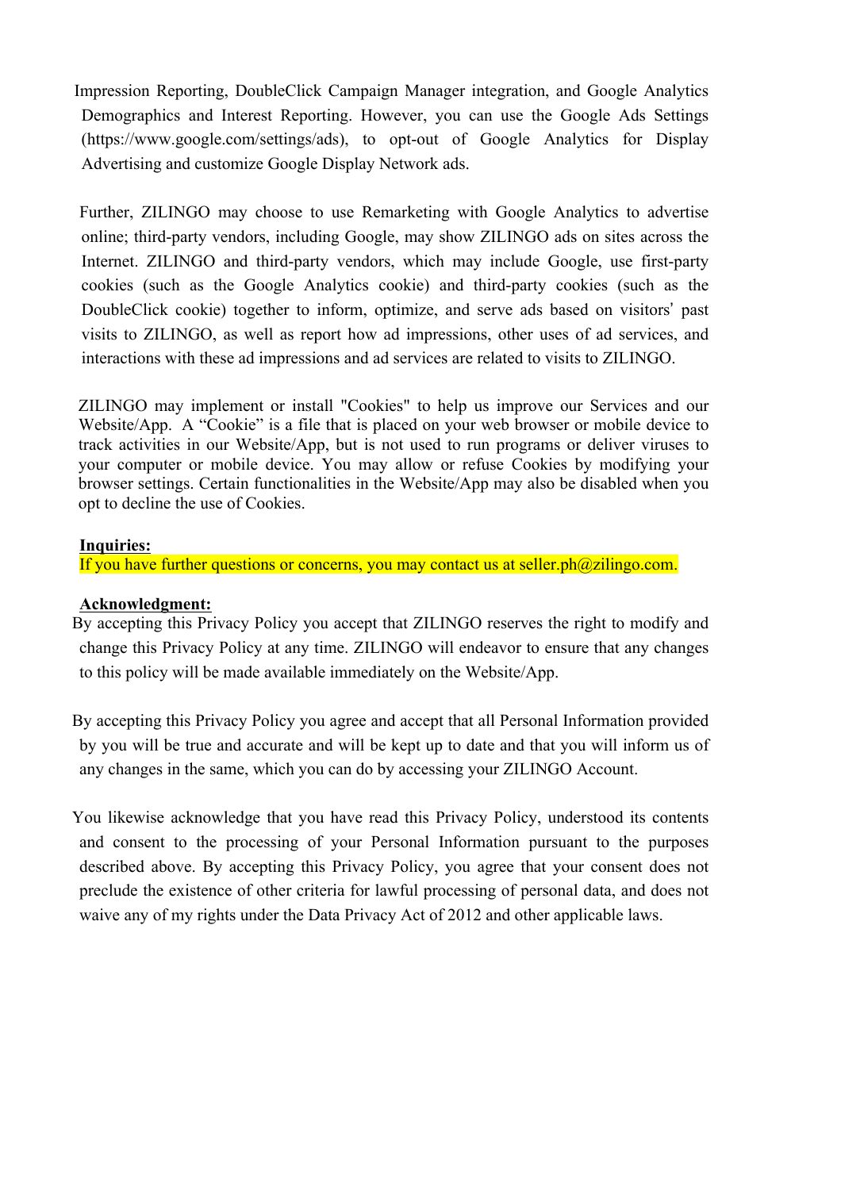Impression Reporting, DoubleClick Campaign Manager integration, and Google Analytics Demographics and Interest Reporting. However, you can use the Google Ads Settings (https://www.google.com/settings/ads), to opt-out of Google Analytics for Display Advertising and customize Google Display Network ads.

Further, ZILINGO may choose to use Remarketing with Google Analytics to advertise online; third-party vendors, including Google, may show ZILINGO ads on sites across the Internet. ZILINGO and third-party vendors, which may include Google, use first-party cookies (such as the Google Analytics cookie) and third-party cookies (such as the DoubleClick cookie) together to inform, optimize, and serve ads based on visitors' past visits to ZILINGO, as well as report how ad impressions, other uses of ad services, and interactions with these ad impressions and ad services are related to visits to ZILINGO.

ZILINGO may implement or install "Cookies" to help us improve our Services and our Website/App. A "Cookie" is a file that is placed on your web browser or mobile device to track activities in our Website/App, but is not used to run programs or deliver viruses to your computer or mobile device. You may allow or refuse Cookies by modifying your browser settings. Certain functionalities in the Website/App may also be disabled when you opt to decline the use of Cookies.

**Inquiries:**

If you have further questions or concerns, you may contact us at seller.ph@zilingo.com.

**Acknowledgment:**

By accepting this Privacy Policy you accept that ZILINGO reserves the right to modify and change this Privacy Policy at any time. ZILINGO will endeavor to ensure that any changes to this policy will be made available immediately on the Website/App.

By accepting this Privacy Policy you agree and accept that all Personal Information provided by you will be true and accurate and will be kept up to date and that you will inform us of any changes in the same, which you can do by accessing your ZILINGO Account.

You likewise acknowledge that you have read this Privacy Policy, understood its contents and consent to the processing of your Personal Information pursuant to the purposes described above. By accepting this Privacy Policy, you agree that your consent does not preclude the existence of other criteria for lawful processing of personal data, and does not waive any of my rights under the Data Privacy Act of 2012 and other applicable laws.